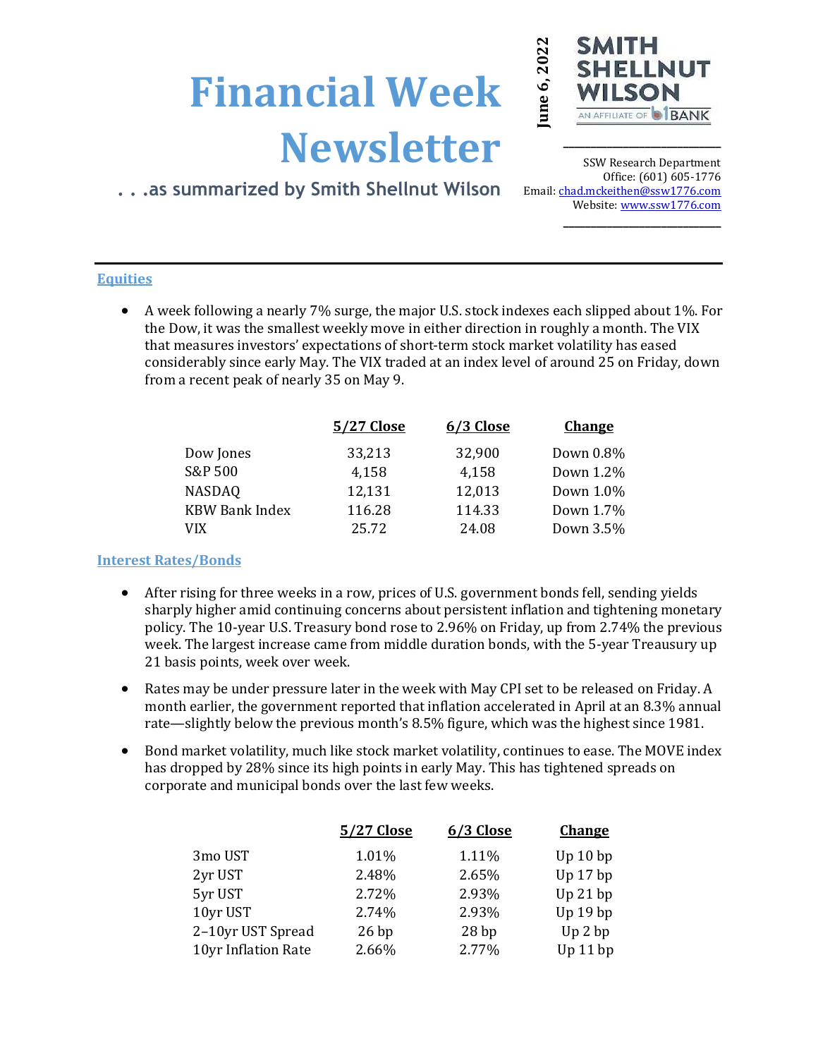# Financial Week Newsletter

. . .as summarized by Smith Shellnut Wilson

**June 6, 2022**

SMITH SHELLNUT WILSON
AN AFFILIATE OF b1BANK

SSW Research Department
Office: (601) 605-1776
Email: chad.mckeithen@ssw1776.com
Website: www.ssw1776.com

## Equities

- A week following a nearly 7% surge, the major U.S. stock indexes each slipped about 1%. For the Dow, it was the smallest weekly move in either direction in roughly a month. The VIX that measures investors' expectations of short-term stock market volatility has eased considerably since early May. The VIX traded at an index level of around 25 on Friday, down from a recent peak of nearly 35 on May 9.

| | 5/27 Close | 6/3 Close | Change |
|---|---|---|---|
| Dow Jones | 33,213 | 32,900 | Down 0.8% |
| S&P 500 | 4,158 | 4,158 | Down 1.2% |
| NASDAQ | 12,131 | 12,013 | Down 1.0% |
| KBW Bank Index | 116.28 | 114.33 | Down 1.7% |
| VIX | 25.72 | 24.08 | Down 3.5% |

## Interest Rates/Bonds

- After rising for three weeks in a row, prices of U.S. government bonds fell, sending yields sharply higher amid continuing concerns about persistent inflation and tightening monetary policy. The 10-year U.S. Treasury bond rose to 2.96% on Friday, up from 2.74% the previous week. The largest increase came from middle duration bonds, with the 5-year Treausury up 21 basis points, week over week.
- Rates may be under pressure later in the week with May CPI set to be released on Friday. A month earlier, the government reported that inflation accelerated in April at an 8.3% annual rate—slightly below the previous month's 8.5% figure, which was the highest since 1981.
- Bond market volatility, much like stock market volatility, continues to ease. The MOVE index has dropped by 28% since its high points in early May. This has tightened spreads on corporate and municipal bonds over the last few weeks.

| | 5/27 Close | 6/3 Close | Change |
|---|---|---|---|
| 3mo UST | 1.01% | 1.11% | Up 10 bp |
| 2yr UST | 2.48% | 2.65% | Up 17 bp |
| 5yr UST | 2.72% | 2.93% | Up 21 bp |
| 10yr UST | 2.74% | 2.93% | Up 19 bp |
| 2–10yr UST Spread | 26 bp | 28 bp | Up 2 bp |
| 10yr Inflation Rate | 2.66% | 2.77% | Up 11 bp |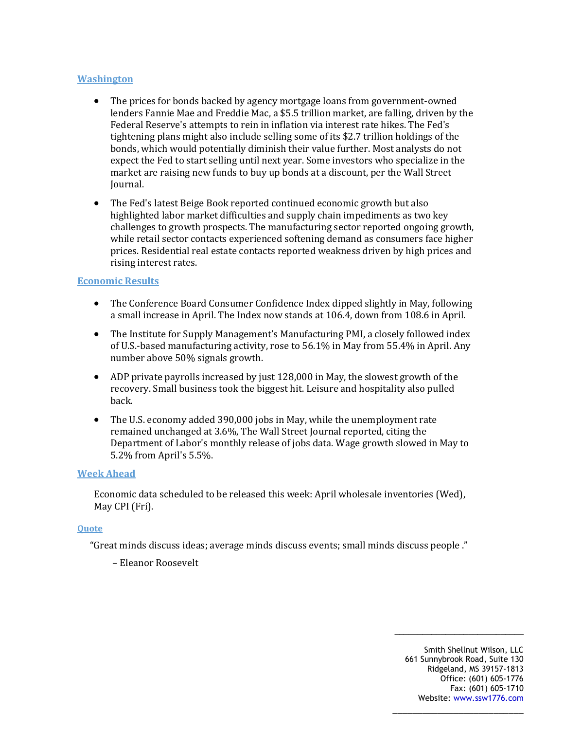## Washington

- The prices for bonds backed by agency mortgage loans from government-owned lenders Fannie Mae and Freddie Mac, a $5.5 trillion market, are falling, driven by the Federal Reserve's attempts to rein in inflation via interest rate hikes. The Fed's tightening plans might also include selling some of its $2.7 trillion holdings of the bonds, which would potentially diminish their value further. Most analysts do not expect the Fed to start selling until next year. Some investors who specialize in the market are raising new funds to buy up bonds at a discount, per the Wall Street Journal.
- The Fed's latest Beige Book reported continued economic growth but also highlighted labor market difficulties and supply chain impediments as two key challenges to growth prospects. The manufacturing sector reported ongoing growth, while retail sector contacts experienced softening demand as consumers face higher prices. Residential real estate contacts reported weakness driven by high prices and rising interest rates.

## Economic Results

- The Conference Board Consumer Confidence Index dipped slightly in May, following a small increase in April. The Index now stands at 106.4, down from 108.6 in April.
- The Institute for Supply Management's Manufacturing PMI, a closely followed index of U.S.-based manufacturing activity, rose to 56.1% in May from 55.4% in April. Any number above 50% signals growth.
- ADP private payrolls increased by just 128,000 in May, the slowest growth of the recovery. Small business took the biggest hit. Leisure and hospitality also pulled back.
- The U.S. economy added 390,000 jobs in May, while the unemployment rate remained unchanged at 3.6%, The Wall Street Journal reported, citing the Department of Labor's monthly release of jobs data. Wage growth slowed in May to 5.2% from April's 5.5%.

## Week Ahead

Economic data scheduled to be released this week: April wholesale inventories (Wed), May CPI (Fri).

## Quote

"Great minds discuss ideas; average minds discuss events; small minds discuss people ."

– Eleanor Roosevelt

Smith Shellnut Wilson, LLC
661 Sunnybrook Road, Suite 130
Ridgeland, MS 39157-1813
Office: (601) 605-1776
Fax: (601) 605-1710
Website: www.ssw1776.com